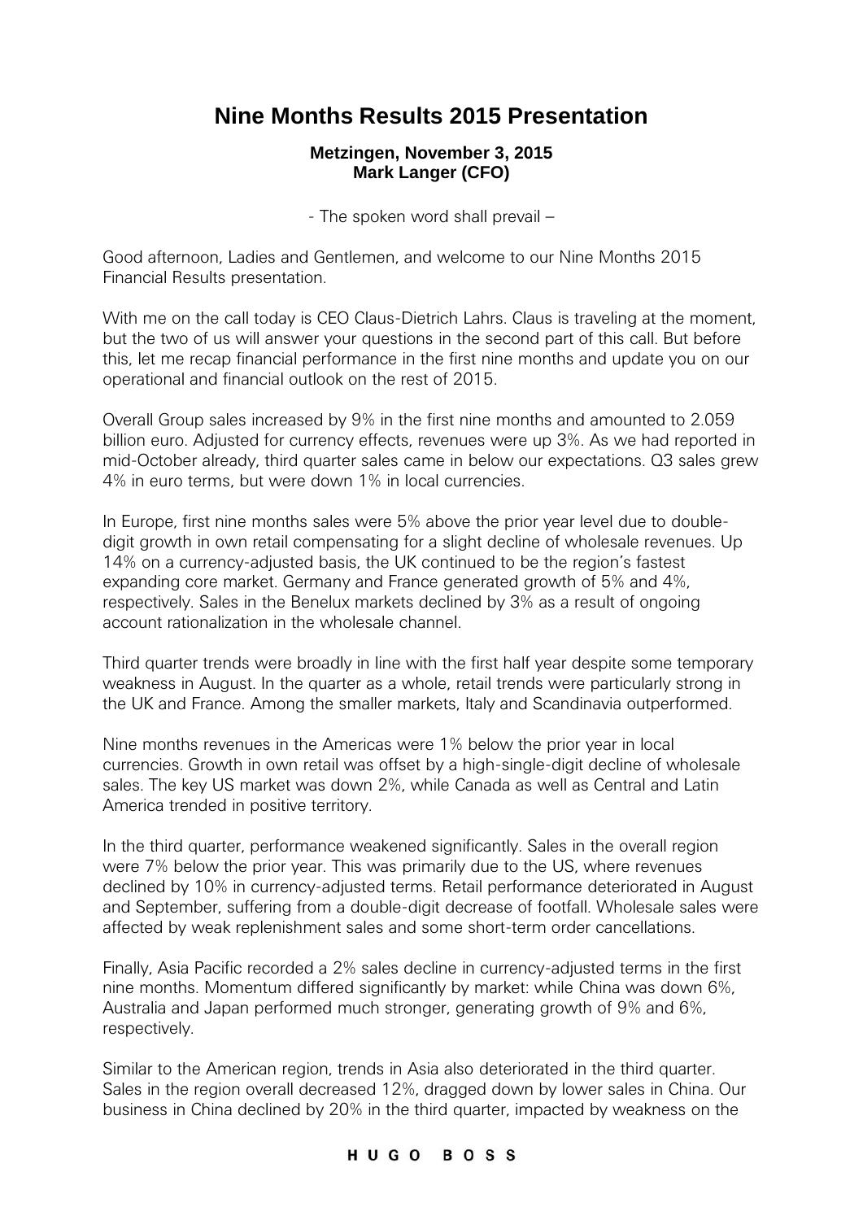# Nine Months Results 2015 Presentation

**Metzingen, November 3, 2015**
**Mark Langer (CFO)**

- The spoken word shall prevail –

Good afternoon, Ladies and Gentlemen, and welcome to our Nine Months 2015 Financial Results presentation.

With me on the call today is CEO Claus-Dietrich Lahrs. Claus is traveling at the moment, but the two of us will answer your questions in the second part of this call. But before this, let me recap financial performance in the first nine months and update you on our operational and financial outlook on the rest of 2015.

Overall Group sales increased by 9% in the first nine months and amounted to 2.059 billion euro. Adjusted for currency effects, revenues were up 3%. As we had reported in mid-October already, third quarter sales came in below our expectations. Q3 sales grew 4% in euro terms, but were down 1% in local currencies.

In Europe, first nine months sales were 5% above the prior year level due to double-digit growth in own retail compensating for a slight decline of wholesale revenues. Up 14% on a currency-adjusted basis, the UK continued to be the region's fastest expanding core market. Germany and France generated growth of 5% and 4%, respectively. Sales in the Benelux markets declined by 3% as a result of ongoing account rationalization in the wholesale channel.

Third quarter trends were broadly in line with the first half year despite some temporary weakness in August. In the quarter as a whole, retail trends were particularly strong in the UK and France. Among the smaller markets, Italy and Scandinavia outperformed.

Nine months revenues in the Americas were 1% below the prior year in local currencies. Growth in own retail was offset by a high-single-digit decline of wholesale sales. The key US market was down 2%, while Canada as well as Central and Latin America trended in positive territory.

In the third quarter, performance weakened significantly. Sales in the overall region were 7% below the prior year. This was primarily due to the US, where revenues declined by 10% in currency-adjusted terms. Retail performance deteriorated in August and September, suffering from a double-digit decrease of footfall. Wholesale sales were affected by weak replenishment sales and some short-term order cancellations.

Finally, Asia Pacific recorded a 2% sales decline in currency-adjusted terms in the first nine months. Momentum differed significantly by market: while China was down 6%, Australia and Japan performed much stronger, generating growth of 9% and 6%, respectively.

Similar to the American region, trends in Asia also deteriorated in the third quarter. Sales in the region overall decreased 12%, dragged down by lower sales in China. Our business in China declined by 20% in the third quarter, impacted by weakness on the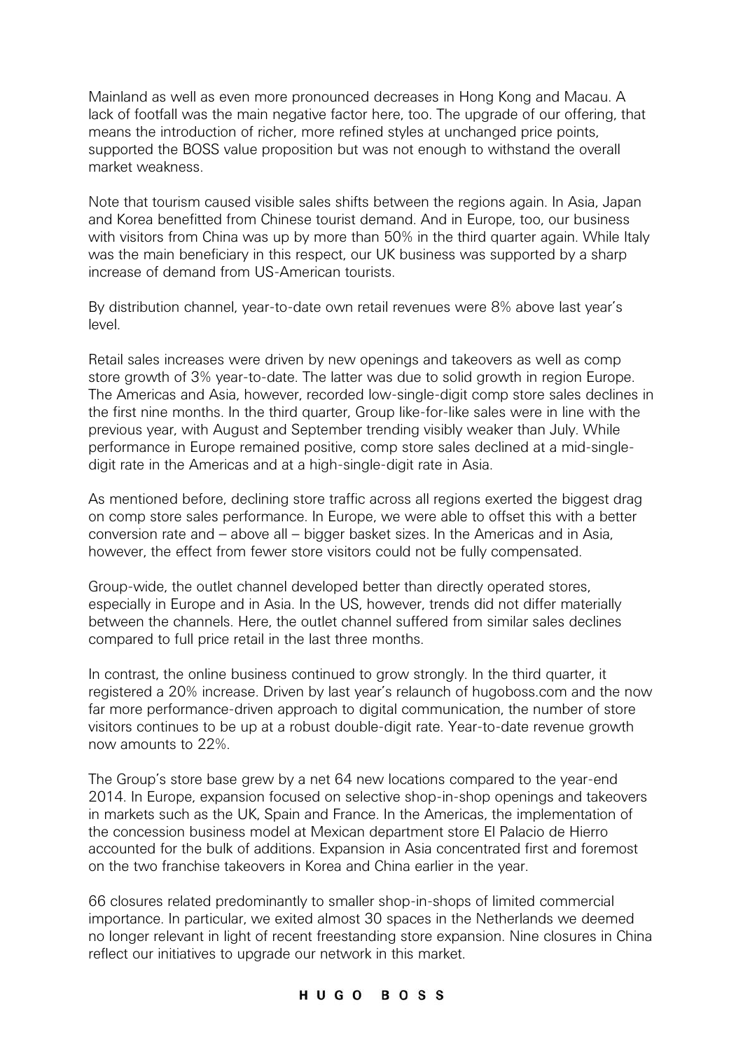Mainland as well as even more pronounced decreases in Hong Kong and Macau. A lack of footfall was the main negative factor here, too. The upgrade of our offering, that means the introduction of richer, more refined styles at unchanged price points, supported the BOSS value proposition but was not enough to withstand the overall market weakness.

Note that tourism caused visible sales shifts between the regions again. In Asia, Japan and Korea benefitted from Chinese tourist demand. And in Europe, too, our business with visitors from China was up by more than 50% in the third quarter again. While Italy was the main beneficiary in this respect, our UK business was supported by a sharp increase of demand from US-American tourists.

By distribution channel, year-to-date own retail revenues were 8% above last year's level.

Retail sales increases were driven by new openings and takeovers as well as comp store growth of 3% year-to-date. The latter was due to solid growth in region Europe. The Americas and Asia, however, recorded low-single-digit comp store sales declines in the first nine months. In the third quarter, Group like-for-like sales were in line with the previous year, with August and September trending visibly weaker than July. While performance in Europe remained positive, comp store sales declined at a mid-single-digit rate in the Americas and at a high-single-digit rate in Asia.

As mentioned before, declining store traffic across all regions exerted the biggest drag on comp store sales performance. In Europe, we were able to offset this with a better conversion rate and – above all – bigger basket sizes. In the Americas and in Asia, however, the effect from fewer store visitors could not be fully compensated.

Group-wide, the outlet channel developed better than directly operated stores, especially in Europe and in Asia. In the US, however, trends did not differ materially between the channels. Here, the outlet channel suffered from similar sales declines compared to full price retail in the last three months.

In contrast, the online business continued to grow strongly. In the third quarter, it registered a 20% increase. Driven by last year's relaunch of hugoboss.com and the now far more performance-driven approach to digital communication, the number of store visitors continues to be up at a robust double-digit rate. Year-to-date revenue growth now amounts to 22%.

The Group's store base grew by a net 64 new locations compared to the year-end 2014. In Europe, expansion focused on selective shop-in-shop openings and takeovers in markets such as the UK, Spain and France. In the Americas, the implementation of the concession business model at Mexican department store El Palacio de Hierro accounted for the bulk of additions. Expansion in Asia concentrated first and foremost on the two franchise takeovers in Korea and China earlier in the year.

66 closures related predominantly to smaller shop-in-shops of limited commercial importance. In particular, we exited almost 30 spaces in the Netherlands we deemed no longer relevant in light of recent freestanding store expansion. Nine closures in China reflect our initiatives to upgrade our network in this market.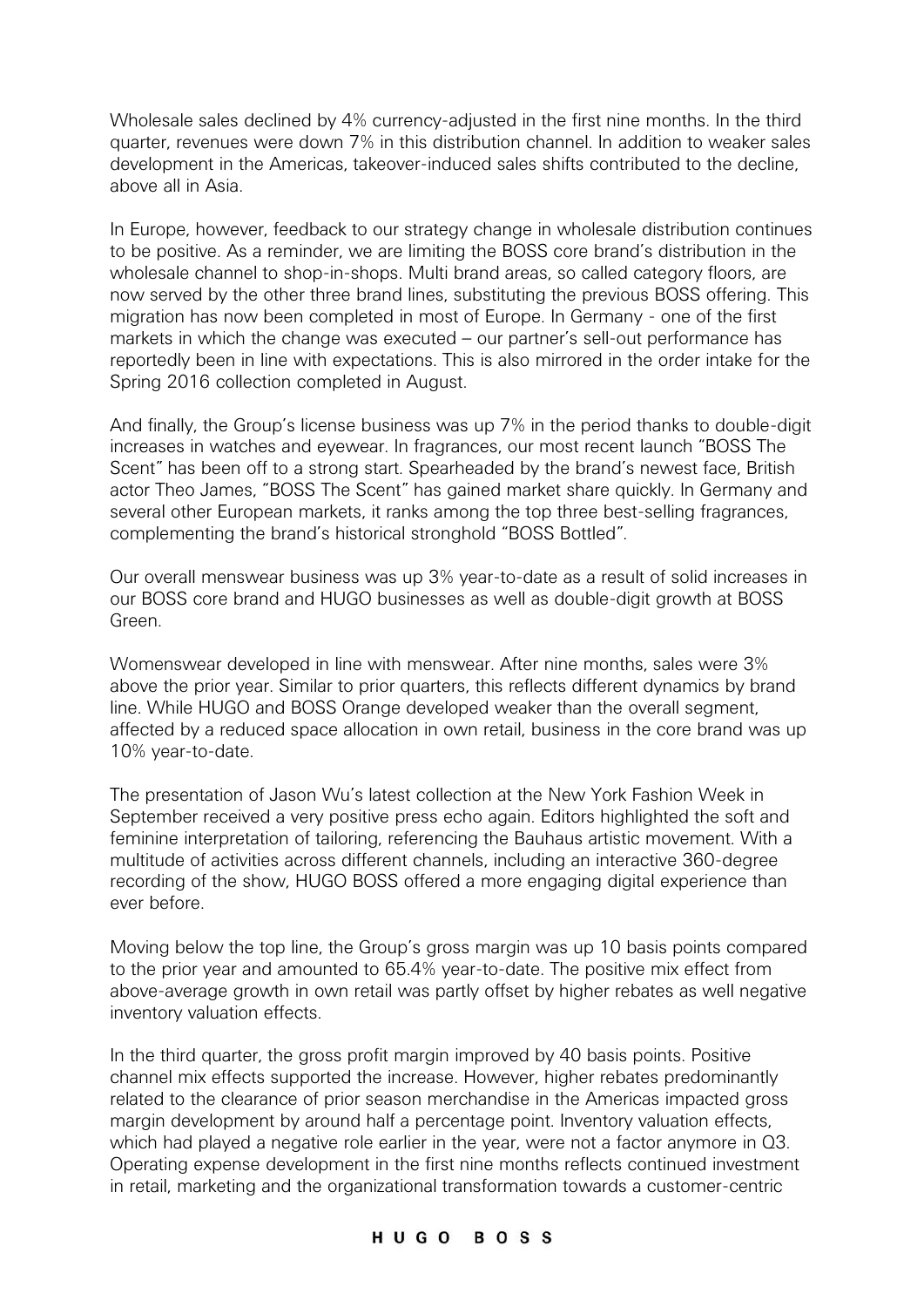Wholesale sales declined by 4% currency-adjusted in the first nine months. In the third quarter, revenues were down 7% in this distribution channel. In addition to weaker sales development in the Americas, takeover-induced sales shifts contributed to the decline, above all in Asia.

In Europe, however, feedback to our strategy change in wholesale distribution continues to be positive. As a reminder, we are limiting the BOSS core brand's distribution in the wholesale channel to shop-in-shops. Multi brand areas, so called category floors, are now served by the other three brand lines, substituting the previous BOSS offering. This migration has now been completed in most of Europe. In Germany - one of the first markets in which the change was executed – our partner's sell-out performance has reportedly been in line with expectations. This is also mirrored in the order intake for the Spring 2016 collection completed in August.

And finally, the Group's license business was up 7% in the period thanks to double-digit increases in watches and eyewear. In fragrances, our most recent launch "BOSS The Scent" has been off to a strong start. Spearheaded by the brand's newest face, British actor Theo James, "BOSS The Scent" has gained market share quickly. In Germany and several other European markets, it ranks among the top three best-selling fragrances, complementing the brand's historical stronghold "BOSS Bottled".

Our overall menswear business was up 3% year-to-date as a result of solid increases in our BOSS core brand and HUGO businesses as well as double-digit growth at BOSS Green.

Womenswear developed in line with menswear. After nine months, sales were 3% above the prior year. Similar to prior quarters, this reflects different dynamics by brand line. While HUGO and BOSS Orange developed weaker than the overall segment, affected by a reduced space allocation in own retail, business in the core brand was up 10% year-to-date.

The presentation of Jason Wu's latest collection at the New York Fashion Week in September received a very positive press echo again. Editors highlighted the soft and feminine interpretation of tailoring, referencing the Bauhaus artistic movement. With a multitude of activities across different channels, including an interactive 360-degree recording of the show, HUGO BOSS offered a more engaging digital experience than ever before.

Moving below the top line, the Group's gross margin was up 10 basis points compared to the prior year and amounted to 65.4% year-to-date. The positive mix effect from above-average growth in own retail was partly offset by higher rebates as well negative inventory valuation effects.

In the third quarter, the gross profit margin improved by 40 basis points. Positive channel mix effects supported the increase. However, higher rebates predominantly related to the clearance of prior season merchandise in the Americas impacted gross margin development by around half a percentage point. Inventory valuation effects, which had played a negative role earlier in the year, were not a factor anymore in Q3. Operating expense development in the first nine months reflects continued investment in retail, marketing and the organizational transformation towards a customer-centric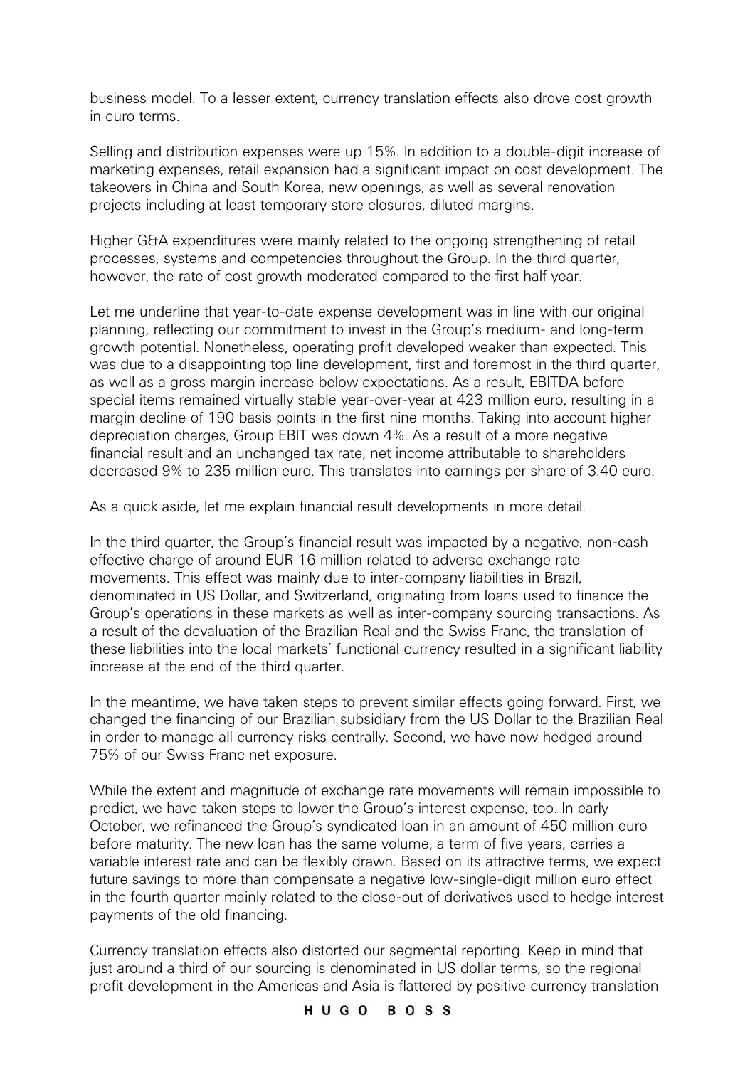business model. To a lesser extent, currency translation effects also drove cost growth in euro terms.

Selling and distribution expenses were up 15%. In addition to a double-digit increase of marketing expenses, retail expansion had a significant impact on cost development. The takeovers in China and South Korea, new openings, as well as several renovation projects including at least temporary store closures, diluted margins.

Higher G&A expenditures were mainly related to the ongoing strengthening of retail processes, systems and competencies throughout the Group. In the third quarter, however, the rate of cost growth moderated compared to the first half year.

Let me underline that year-to-date expense development was in line with our original planning, reflecting our commitment to invest in the Group's medium- and long-term growth potential. Nonetheless, operating profit developed weaker than expected. This was due to a disappointing top line development, first and foremost in the third quarter, as well as a gross margin increase below expectations. As a result, EBITDA before special items remained virtually stable year-over-year at 423 million euro, resulting in a margin decline of 190 basis points in the first nine months. Taking into account higher depreciation charges, Group EBIT was down 4%. As a result of a more negative financial result and an unchanged tax rate, net income attributable to shareholders decreased 9% to 235 million euro. This translates into earnings per share of 3.40 euro.

As a quick aside, let me explain financial result developments in more detail.

In the third quarter, the Group's financial result was impacted by a negative, non-cash effective charge of around EUR 16 million related to adverse exchange rate movements. This effect was mainly due to inter-company liabilities in Brazil, denominated in US Dollar, and Switzerland, originating from loans used to finance the Group's operations in these markets as well as inter-company sourcing transactions. As a result of the devaluation of the Brazilian Real and the Swiss Franc, the translation of these liabilities into the local markets' functional currency resulted in a significant liability increase at the end of the third quarter.

In the meantime, we have taken steps to prevent similar effects going forward. First, we changed the financing of our Brazilian subsidiary from the US Dollar to the Brazilian Real in order to manage all currency risks centrally. Second, we have now hedged around 75% of our Swiss Franc net exposure.

While the extent and magnitude of exchange rate movements will remain impossible to predict, we have taken steps to lower the Group's interest expense, too. In early October, we refinanced the Group's syndicated loan in an amount of 450 million euro before maturity. The new loan has the same volume, a term of five years, carries a variable interest rate and can be flexibly drawn. Based on its attractive terms, we expect future savings to more than compensate a negative low-single-digit million euro effect in the fourth quarter mainly related to the close-out of derivatives used to hedge interest payments of the old financing.

Currency translation effects also distorted our segmental reporting. Keep in mind that just around a third of our sourcing is denominated in US dollar terms, so the regional profit development in the Americas and Asia is flattered by positive currency translation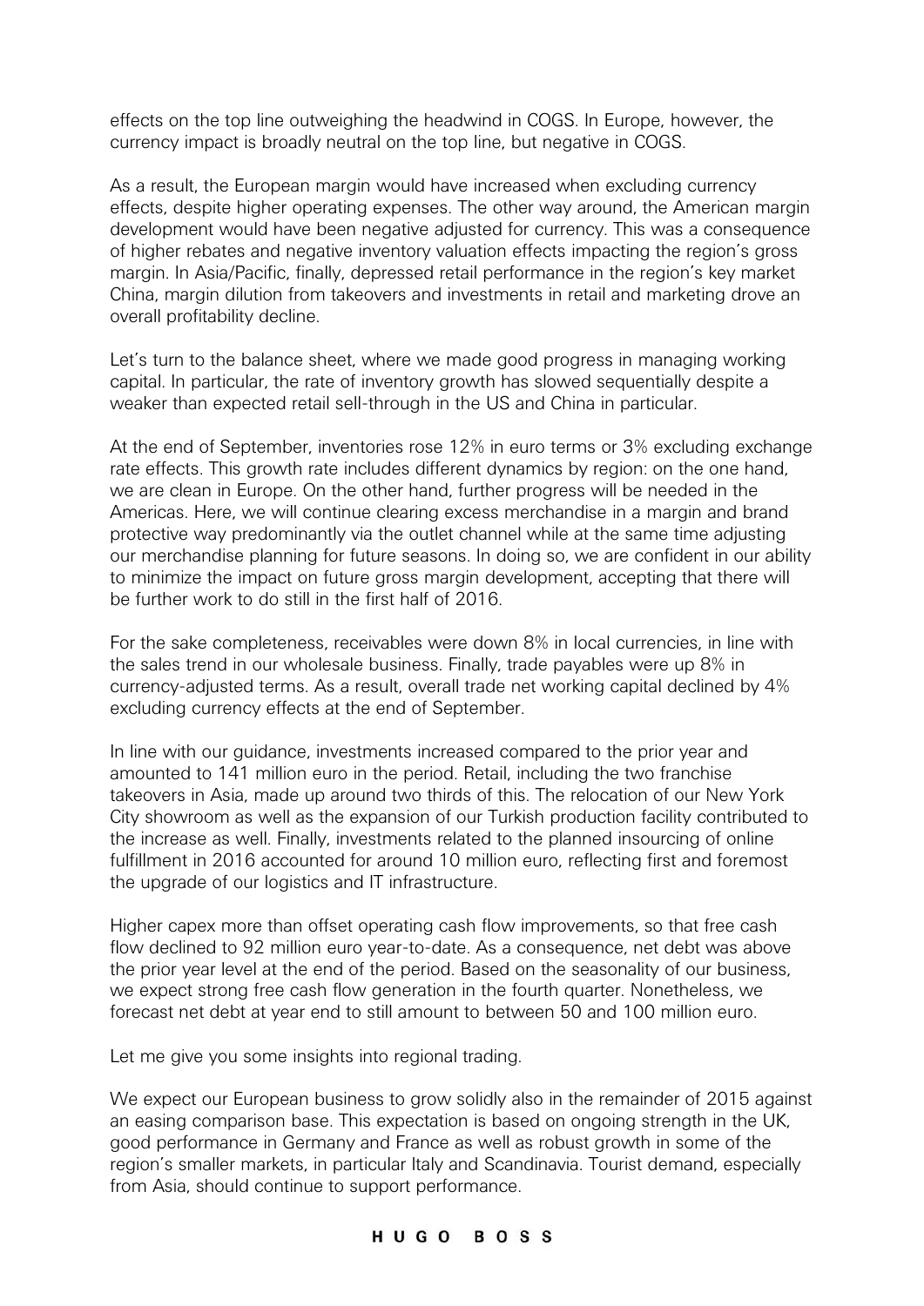effects on the top line outweighing the headwind in COGS. In Europe, however, the currency impact is broadly neutral on the top line, but negative in COGS.

As a result, the European margin would have increased when excluding currency effects, despite higher operating expenses. The other way around, the American margin development would have been negative adjusted for currency. This was a consequence of higher rebates and negative inventory valuation effects impacting the region's gross margin. In Asia/Pacific, finally, depressed retail performance in the region's key market China, margin dilution from takeovers and investments in retail and marketing drove an overall profitability decline.

Let's turn to the balance sheet, where we made good progress in managing working capital. In particular, the rate of inventory growth has slowed sequentially despite a weaker than expected retail sell-through in the US and China in particular.

At the end of September, inventories rose 12% in euro terms or 3% excluding exchange rate effects. This growth rate includes different dynamics by region: on the one hand, we are clean in Europe. On the other hand, further progress will be needed in the Americas. Here, we will continue clearing excess merchandise in a margin and brand protective way predominantly via the outlet channel while at the same time adjusting our merchandise planning for future seasons. In doing so, we are confident in our ability to minimize the impact on future gross margin development, accepting that there will be further work to do still in the first half of 2016.

For the sake completeness, receivables were down 8% in local currencies, in line with the sales trend in our wholesale business. Finally, trade payables were up 8% in currency-adjusted terms. As a result, overall trade net working capital declined by 4% excluding currency effects at the end of September.

In line with our guidance, investments increased compared to the prior year and amounted to 141 million euro in the period. Retail, including the two franchise takeovers in Asia, made up around two thirds of this. The relocation of our New York City showroom as well as the expansion of our Turkish production facility contributed to the increase as well. Finally, investments related to the planned insourcing of online fulfillment in 2016 accounted for around 10 million euro, reflecting first and foremost the upgrade of our logistics and IT infrastructure.

Higher capex more than offset operating cash flow improvements, so that free cash flow declined to 92 million euro year-to-date. As a consequence, net debt was above the prior year level at the end of the period. Based on the seasonality of our business, we expect strong free cash flow generation in the fourth quarter. Nonetheless, we forecast net debt at year end to still amount to between 50 and 100 million euro.

Let me give you some insights into regional trading.

We expect our European business to grow solidly also in the remainder of 2015 against an easing comparison base. This expectation is based on ongoing strength in the UK, good performance in Germany and France as well as robust growth in some of the region's smaller markets, in particular Italy and Scandinavia. Tourist demand, especially from Asia, should continue to support performance.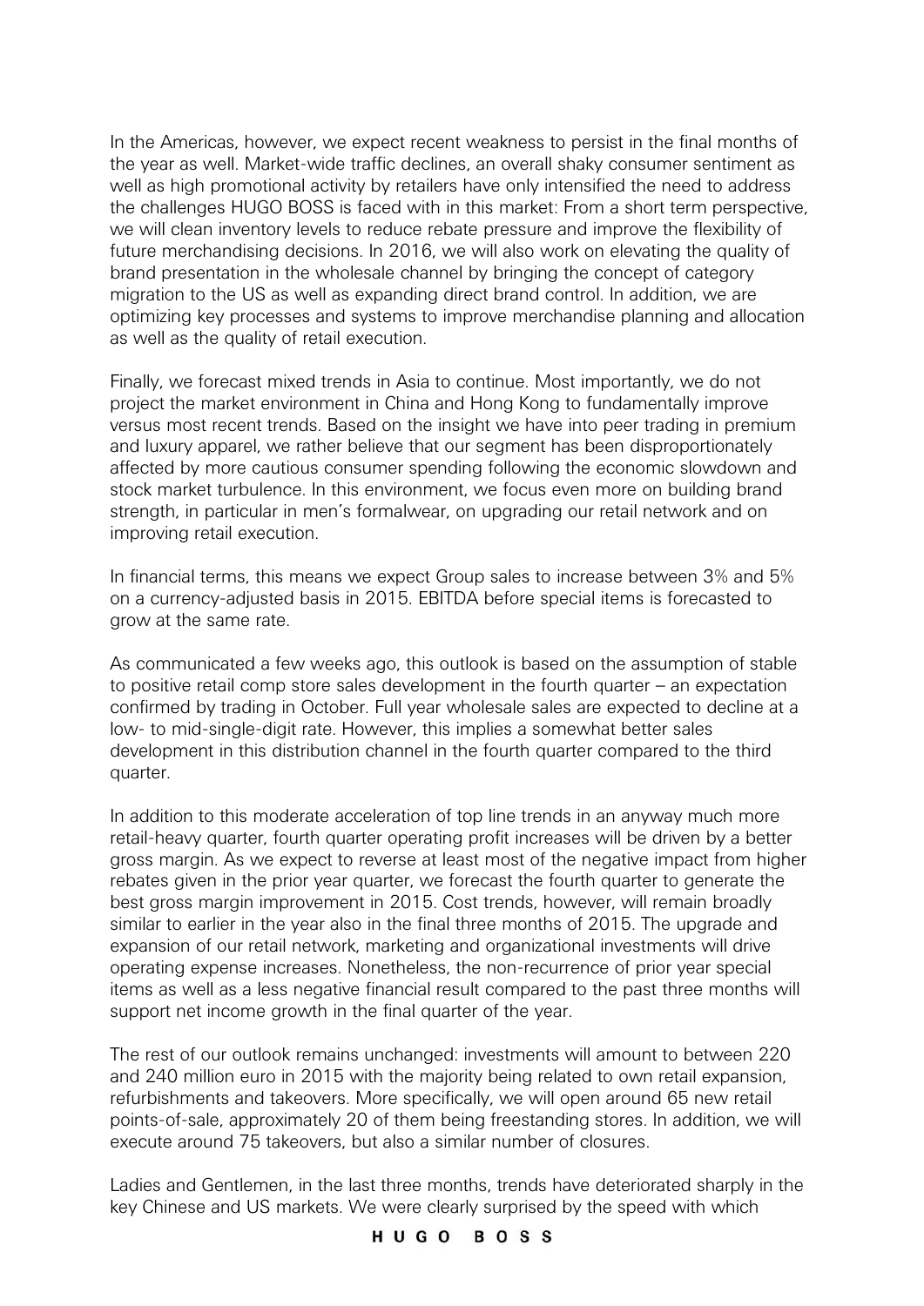In the Americas, however, we expect recent weakness to persist in the final months of the year as well. Market-wide traffic declines, an overall shaky consumer sentiment as well as high promotional activity by retailers have only intensified the need to address the challenges HUGO BOSS is faced with in this market: From a short term perspective, we will clean inventory levels to reduce rebate pressure and improve the flexibility of future merchandising decisions. In 2016, we will also work on elevating the quality of brand presentation in the wholesale channel by bringing the concept of category migration to the US as well as expanding direct brand control. In addition, we are optimizing key processes and systems to improve merchandise planning and allocation as well as the quality of retail execution.

Finally, we forecast mixed trends in Asia to continue. Most importantly, we do not project the market environment in China and Hong Kong to fundamentally improve versus most recent trends. Based on the insight we have into peer trading in premium and luxury apparel, we rather believe that our segment has been disproportionately affected by more cautious consumer spending following the economic slowdown and stock market turbulence. In this environment, we focus even more on building brand strength, in particular in men's formalwear, on upgrading our retail network and on improving retail execution.

In financial terms, this means we expect Group sales to increase between 3% and 5% on a currency-adjusted basis in 2015. EBITDA before special items is forecasted to grow at the same rate.

As communicated a few weeks ago, this outlook is based on the assumption of stable to positive retail comp store sales development in the fourth quarter – an expectation confirmed by trading in October. Full year wholesale sales are expected to decline at a low- to mid-single-digit rate. However, this implies a somewhat better sales development in this distribution channel in the fourth quarter compared to the third quarter.

In addition to this moderate acceleration of top line trends in an anyway much more retail-heavy quarter, fourth quarter operating profit increases will be driven by a better gross margin. As we expect to reverse at least most of the negative impact from higher rebates given in the prior year quarter, we forecast the fourth quarter to generate the best gross margin improvement in 2015. Cost trends, however, will remain broadly similar to earlier in the year also in the final three months of 2015. The upgrade and expansion of our retail network, marketing and organizational investments will drive operating expense increases. Nonetheless, the non-recurrence of prior year special items as well as a less negative financial result compared to the past three months will support net income growth in the final quarter of the year.

The rest of our outlook remains unchanged: investments will amount to between 220 and 240 million euro in 2015 with the majority being related to own retail expansion, refurbishments and takeovers. More specifically, we will open around 65 new retail points-of-sale, approximately 20 of them being freestanding stores. In addition, we will execute around 75 takeovers, but also a similar number of closures.

Ladies and Gentlemen, in the last three months, trends have deteriorated sharply in the key Chinese and US markets. We were clearly surprised by the speed with which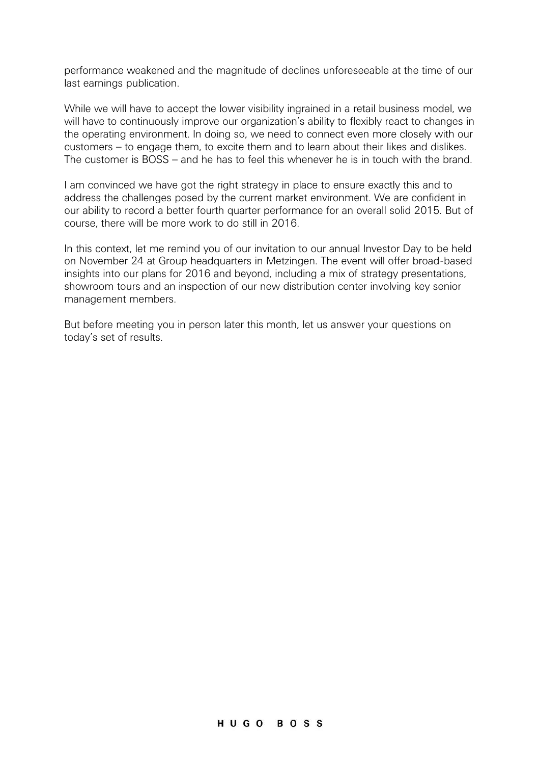performance weakened and the magnitude of declines unforeseeable at the time of our last earnings publication.

While we will have to accept the lower visibility ingrained in a retail business model, we will have to continuously improve our organization's ability to flexibly react to changes in the operating environment. In doing so, we need to connect even more closely with our customers – to engage them, to excite them and to learn about their likes and dislikes. The customer is BOSS – and he has to feel this whenever he is in touch with the brand.

I am convinced we have got the right strategy in place to ensure exactly this and to address the challenges posed by the current market environment. We are confident in our ability to record a better fourth quarter performance for an overall solid 2015. But of course, there will be more work to do still in 2016.

In this context, let me remind you of our invitation to our annual Investor Day to be held on November 24 at Group headquarters in Metzingen. The event will offer broad-based insights into our plans for 2016 and beyond, including a mix of strategy presentations, showroom tours and an inspection of our new distribution center involving key senior management members.

But before meeting you in person later this month, let us answer your questions on today's set of results.